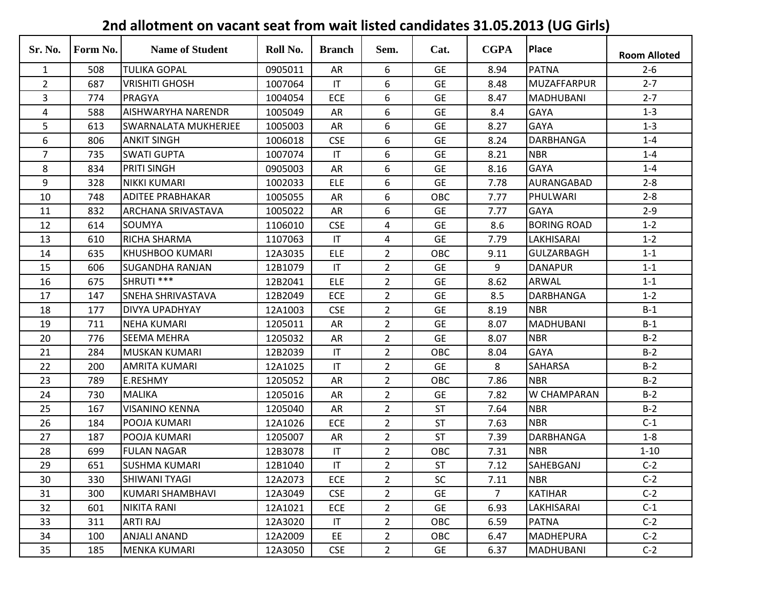# 2nd allotment on vacant seat from wait listed candidates 31.05.2013 (UG Girls)

| Sr. No. | Form No. | Name of Student | Roll No. | Branch | Sem. | Cat. | CGPA | Place | Room Alloted |
|---|---|---|---|---|---|---|---|---|---|
| 1 | 508 | TULIKA GOPAL | 0905011 | AR | 6 | GE | 8.94 | PATNA | 2-6 |
| 2 | 687 | VRISHITI GHOSH | 1007064 | IT | 6 | GE | 8.48 | MUZAFFARPUR | 2-7 |
| 3 | 774 | PRAGYA | 1004054 | ECE | 6 | GE | 8.47 | MADHUBANI | 2-7 |
| 4 | 588 | AISHWARYHA NARENDR | 1005049 | AR | 6 | GE | 8.4 | GAYA | 1-3 |
| 5 | 613 | SWARNALATA MUKHERJEE | 1005003 | AR | 6 | GE | 8.27 | GAYA | 1-3 |
| 6 | 806 | ANKIT SINGH | 1006018 | CSE | 6 | GE | 8.24 | DARBHANGA | 1-4 |
| 7 | 735 | SWATI GUPTA | 1007074 | IT | 6 | GE | 8.21 | NBR | 1-4 |
| 8 | 834 | PRITI SINGH | 0905003 | AR | 6 | GE | 8.16 | GAYA | 1-4 |
| 9 | 328 | NIKKI KUMARI | 1002033 | ELE | 6 | GE | 7.78 | AURANGABAD | 2-8 |
| 10 | 748 | ADITEE PRABHAKAR | 1005055 | AR | 6 | OBC | 7.77 | PHULWARI | 2-8 |
| 11 | 832 | ARCHANA SRIVASTAVA | 1005022 | AR | 6 | GE | 7.77 | GAYA | 2-9 |
| 12 | 614 | SOUMYA | 1106010 | CSE | 4 | GE | 8.6 | BORING ROAD | 1-2 |
| 13 | 610 | RICHA SHARMA | 1107063 | IT | 4 | GE | 7.79 | LAKHISARAI | 1-2 |
| 14 | 635 | KHUSHBOO KUMARI | 12A3035 | ELE | 2 | OBC | 9.11 | GULZARBAGH | 1-1 |
| 15 | 606 | SUGANDHA RANJAN | 12B1079 | IT | 2 | GE | 9 | DANAPUR | 1-1 |
| 16 | 675 | SHRUTI *** | 12B2041 | ELE | 2 | GE | 8.62 | ARWAL | 1-1 |
| 17 | 147 | SNEHA SHRIVASTAVA | 12B2049 | ECE | 2 | GE | 8.5 | DARBHANGA | 1-2 |
| 18 | 177 | DIVYA UPADHYAY | 12A1003 | CSE | 2 | GE | 8.19 | NBR | B-1 |
| 19 | 711 | NEHA KUMARI | 1205011 | AR | 2 | GE | 8.07 | MADHUBANI | B-1 |
| 20 | 776 | SEEMA MEHRA | 1205032 | AR | 2 | GE | 8.07 | NBR | B-2 |
| 21 | 284 | MUSKAN KUMARI | 12B2039 | IT | 2 | OBC | 8.04 | GAYA | B-2 |
| 22 | 200 | AMRITA KUMARI | 12A1025 | IT | 2 | GE | 8 | SAHARSA | B-2 |
| 23 | 789 | E.RESHMY | 1205052 | AR | 2 | OBC | 7.86 | NBR | B-2 |
| 24 | 730 | MALIKA | 1205016 | AR | 2 | GE | 7.82 | W CHAMPARAN | B-2 |
| 25 | 167 | VISANINO KENNA | 1205040 | AR | 2 | ST | 7.64 | NBR | B-2 |
| 26 | 184 | POOJA KUMARI | 12A1026 | ECE | 2 | ST | 7.63 | NBR | C-1 |
| 27 | 187 | POOJA KUMARI | 1205007 | AR | 2 | ST | 7.39 | DARBHANGA | 1-8 |
| 28 | 699 | FULAN NAGAR | 12B3078 | IT | 2 | OBC | 7.31 | NBR | 1-10 |
| 29 | 651 | SUSHMA KUMARI | 12B1040 | IT | 2 | ST | 7.12 | SAHEBGANJ | C-2 |
| 30 | 330 | SHIWANI TYAGI | 12A2073 | ECE | 2 | SC | 7.11 | NBR | C-2 |
| 31 | 300 | KUMARI SHAMBHAVI | 12A3049 | CSE | 2 | GE | 7 | KATIHAR | C-2 |
| 32 | 601 | NIKITA RANI | 12A1021 | ECE | 2 | GE | 6.93 | LAKHISARAI | C-1 |
| 33 | 311 | ARTI RAJ | 12A3020 | IT | 2 | OBC | 6.59 | PATNA | C-2 |
| 34 | 100 | ANJALI ANAND | 12A2009 | EE | 2 | OBC | 6.47 | MADHEPURA | C-2 |
| 35 | 185 | MENKA KUMARI | 12A3050 | CSE | 2 | GE | 6.37 | MADHUBANI | C-2 |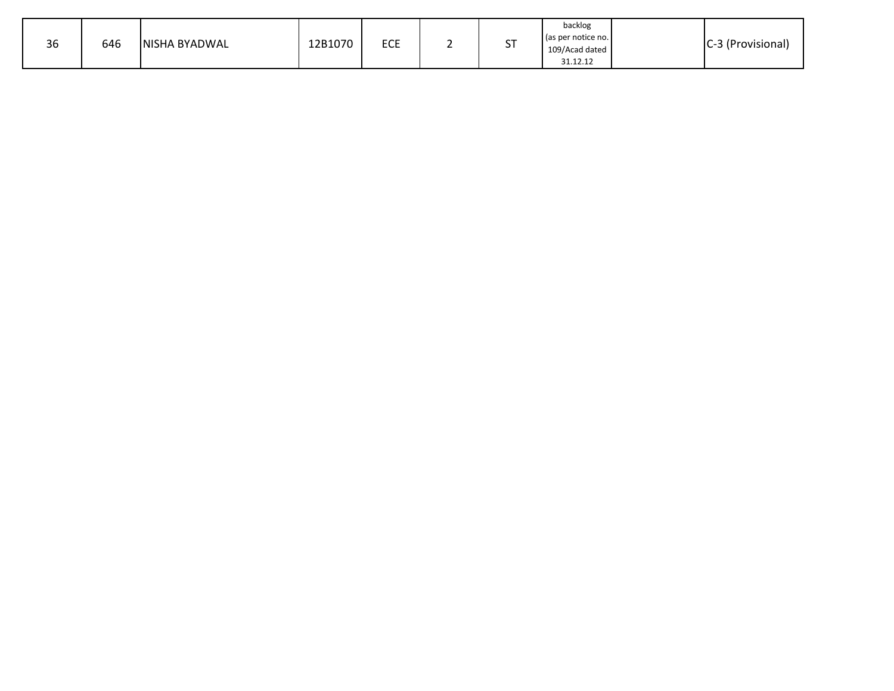| | | | | | | | | | |
|---|---|---|---|---|---|---|---|---|---|
| 36 | 646 | NISHA BYADWAL | 12B1070 | ECE | 2 | ST | backlog (as per notice no. 109/Acad dated 31.12.12 | | C-3 (Provisional) |